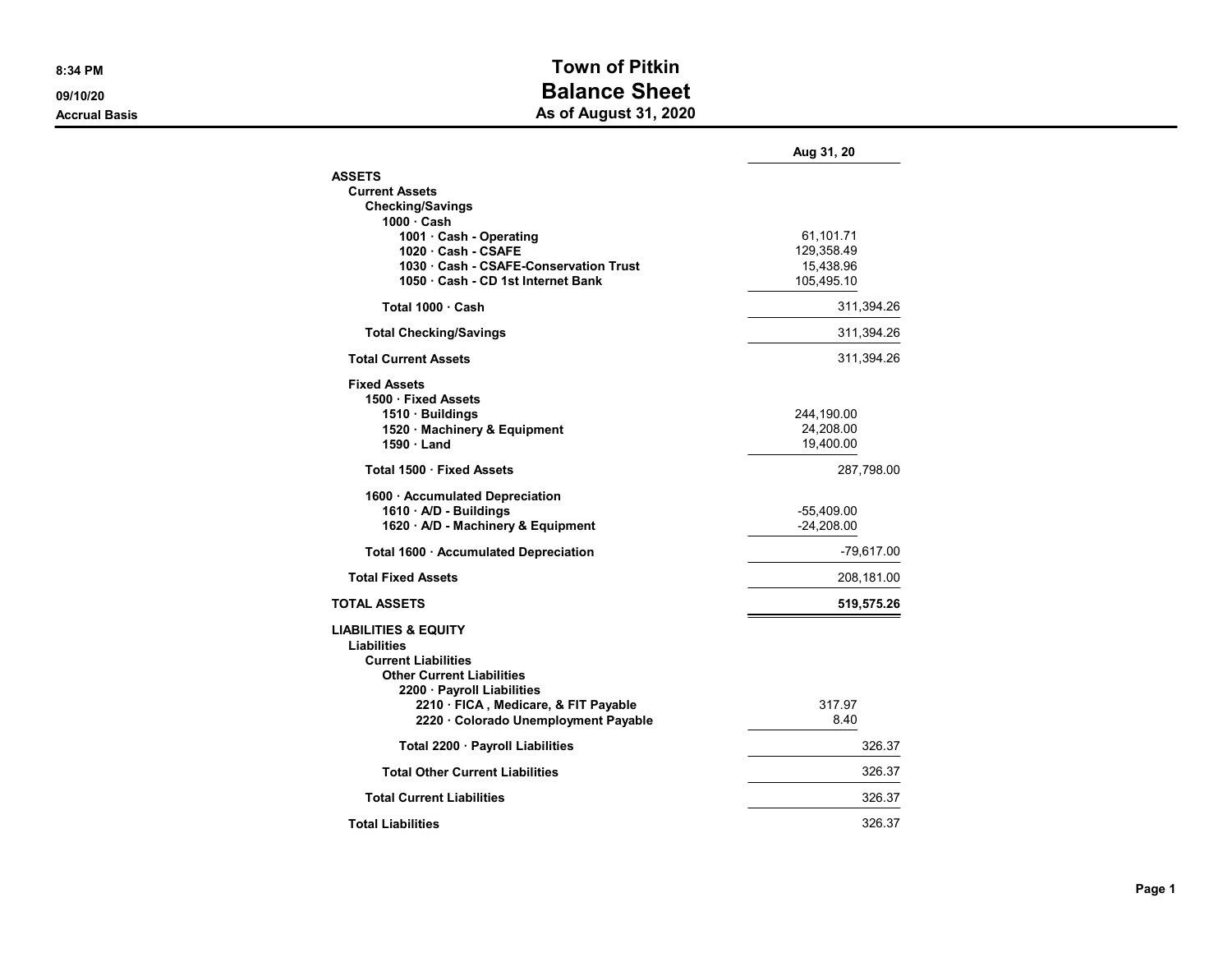8:34 PM
09/10/20
Accrual Basis

# Town of Pitkin
## Balance Sheet
### As of August 31, 2020

| | | Aug 31, 20 |
|---|---|---|
| **ASSETS** | | |
| **Current Assets** | | |
| **Checking/Savings** | | |
| **1000 · Cash** | | |
| **1001 · Cash - Operating** | 61,101.71 | |
| **1020 · Cash - CSAFE** | 129,358.49 | |
| **1030 · Cash - CSAFE-Conservation Trust** | 15,438.96 | |
| **1050 · Cash - CD 1st Internet Bank** | 105,495.10 | |
| **Total 1000 · Cash** | | 311,394.26 |
| **Total Checking/Savings** | | 311,394.26 |
| **Total Current Assets** | | 311,394.26 |
| **Fixed Assets** | | |
| **1500 · Fixed Assets** | | |
| **1510 · Buildings** | 244,190.00 | |
| **1520 · Machinery & Equipment** | 24,208.00 | |
| **1590 · Land** | 19,400.00 | |
| **Total 1500 · Fixed Assets** | | 287,798.00 |
| **1600 · Accumulated Depreciation** | | |
| **1610 · A/D - Buildings** | -55,409.00 | |
| **1620 · A/D - Machinery & Equipment** | -24,208.00 | |
| **Total 1600 · Accumulated Depreciation** | | -79,617.00 |
| **Total Fixed Assets** | | 208,181.00 |
| **TOTAL ASSETS** | | **519,575.26** |
| **LIABILITIES & EQUITY** | | |
| **Liabilities** | | |
| **Current Liabilities** | | |
| **Other Current Liabilities** | | |
| **2200 · Payroll Liabilities** | | |
| **2210 · FICA , Medicare, & FIT Payable** | 317.97 | |
| **2220 · Colorado Unemployment Payable** | 8.40 | |
| **Total 2200 · Payroll Liabilities** | | 326.37 |
| **Total Other Current Liabilities** | | 326.37 |
| **Total Current Liabilities** | | 326.37 |
| **Total Liabilities** | | 326.37 |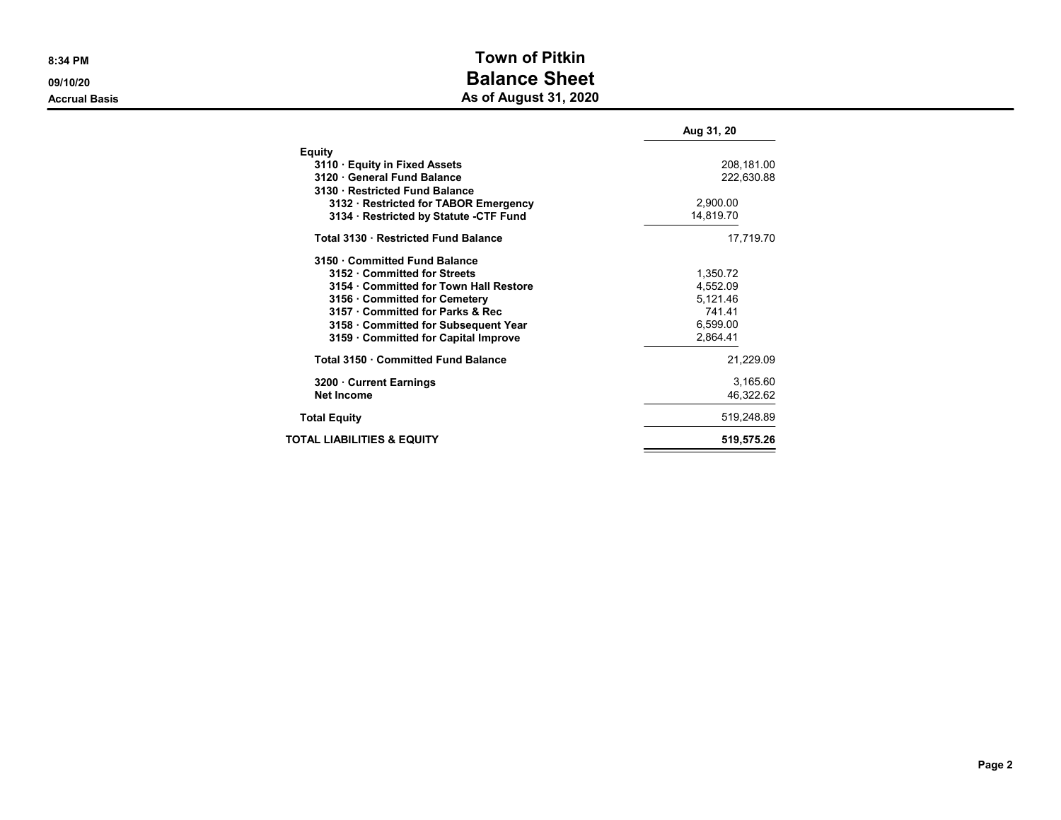# Town of Pitkin
## Balance Sheet
### As of August 31, 2020

8:34 PM
09/10/20
Accrual Basis

| | | Aug 31, 20 |
|---|---|---|
| **Equity** | | |
| **3110 · Equity in Fixed Assets** | | 208,181.00 |
| **3120 · General Fund Balance** | | 222,630.88 |
| **3130 · Restricted Fund Balance** | | |
| **3132 · Restricted for TABOR Emergency** | 2,900.00 | |
| **3134 · Restricted by Statute -CTF Fund** | 14,819.70 | |
| **Total 3130 · Restricted Fund Balance** | | 17,719.70 |
| **3150 · Committed Fund Balance** | | |
| **3152 · Committed for Streets** | 1,350.72 | |
| **3154 · Committed for Town Hall Restore** | 4,552.09 | |
| **3156 · Committed for Cemetery** | 5,121.46 | |
| **3157 · Committed for Parks & Rec** | 741.41 | |
| **3158 · Committed for Subsequent Year** | 6,599.00 | |
| **3159 · Committed for Capital Improve** | 2,864.41 | |
| **Total 3150 · Committed Fund Balance** | | 21,229.09 |
| **3200 · Current Earnings** | | 3,165.60 |
| **Net Income** | | 46,322.62 |
| **Total Equity** | | 519,248.89 |
| **TOTAL LIABILITIES & EQUITY** | | **519,575.26** |